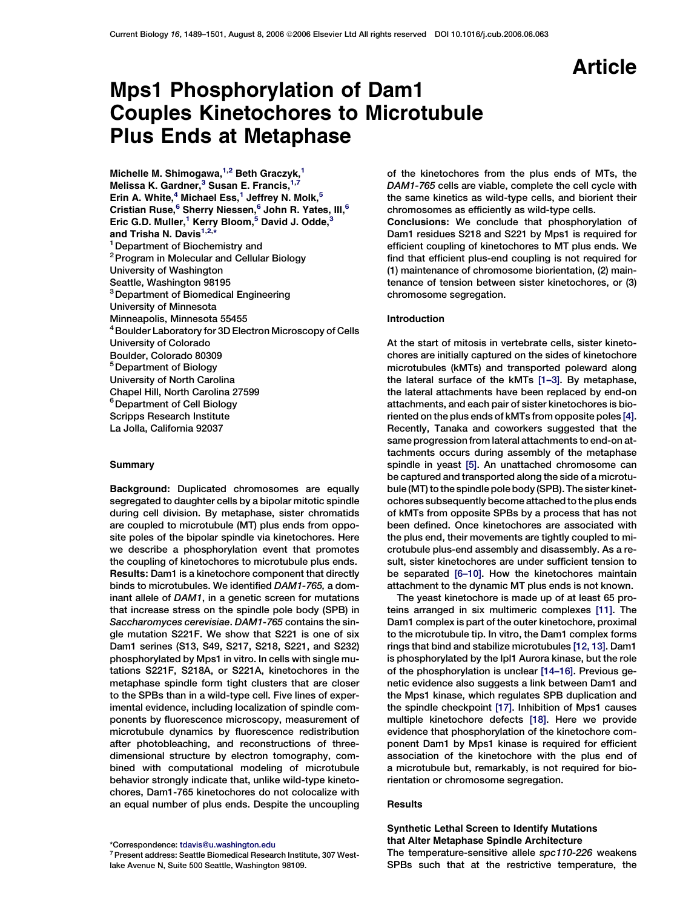Article

# Mps1 Phosphorylation of Dam1 Couples Kinetochores to Microtubule Plus Ends at Metaphase

Michelle M. Shimogawa,[1,2] Beth Graczyk,[1] Melissa K. Gardner,[3] Susan E. Francis,[1,7] Erin A. White,[4] Michael Ess,[1] Jeffrey N. Molk,[5] Cristian Ruse,[6] Sherry Niessen,[6] John R. Yates, III,[6] Eric G.D. Muller,[1] Kerry Bloom,[5] David J. Odde,[3] and Trisha N. Davis[1,2,*]

[1] Department of Biochemistry and
[2] Program in Molecular and Cellular Biology
University of Washington
Seattle, Washington 98195
[3] Department of Biomedical Engineering
University of Minnesota
Minneapolis, Minnesota 55455
[4] Boulder Laboratory for 3D Electron Microscopy of Cells
University of Colorado
Boulder, Colorado 80309
[5] Department of Biology
University of North Carolina
Chapel Hill, North Carolina 27599
[6] Department of Cell Biology
Scripps Research Institute
La Jolla, California 92037

## Summary

**Background:** Duplicated chromosomes are equally segregated to daughter cells by a bipolar mitotic spindle during cell division. By metaphase, sister chromatids are coupled to microtubule (MT) plus ends from opposite poles of the bipolar spindle via kinetochores. Here we describe a phosphorylation event that promotes the coupling of kinetochores to microtubule plus ends.

**Results:** Dam1 is a kinetochore component that directly binds to microtubules. We identified *DAM1-765,* a dominant allele of *DAM1*, in a genetic screen for mutations that increase stress on the spindle pole body (SPB) in *Saccharomyces cerevisiae*. *DAM1-765* contains the single mutation S221F. We show that S221 is one of six Dam1 serines (S13, S49, S217, S218, S221, and S232) phosphorylated by Mps1 in vitro. In cells with single mutations S221F, S218A, or S221A, kinetochores in the metaphase spindle form tight clusters that are closer to the SPBs than in a wild-type cell. Five lines of experimental evidence, including localization of spindle components by fluorescence microscopy, measurement of microtubule dynamics by fluorescence redistribution after photobleaching, and reconstructions of three-dimensional structure by electron tomography, combined with computational modeling of microtubule behavior strongly indicate that, unlike wild-type kinetochores, Dam1-765 kinetochores do not colocalize with an equal number of plus ends. Despite the uncoupling of the kinetochores from the plus ends of MTs, the *DAM1-765* cells are viable, complete the cell cycle with the same kinetics as wild-type cells, and biorient their chromosomes as efficiently as wild-type cells.

**Conclusions:** We conclude that phosphorylation of Dam1 residues S218 and S221 by Mps1 is required for efficient coupling of kinetochores to MT plus ends. We find that efficient plus-end coupling is not required for (1) maintenance of chromosome biorientation, (2) maintenance of tension between sister kinetochores, or (3) chromosome segregation.

## Introduction

At the start of mitosis in vertebrate cells, sister kinetochores are initially captured on the sides of kinetochore microtubules (kMTs) and transported poleward along the lateral surface of the kMTs [1–3]. By metaphase, the lateral attachments have been replaced by end-on attachments, and each pair of sister kinetochores is bioriented on the plus ends of kMTs from opposite poles [4]. Recently, Tanaka and coworkers suggested that the same progression from lateral attachments to end-on attachments occurs during assembly of the metaphase spindle in yeast [5]. An unattached chromosome can be captured and transported along the side of a microtubule (MT) to the spindle pole body (SPB). The sister kinetochores subsequently become attached to the plus ends of kMTs from opposite SPBs by a process that has not been defined. Once kinetochores are associated with the plus end, their movements are tightly coupled to microtubule plus-end assembly and disassembly. As a result, sister kinetochores are under sufficient tension to be separated [6–10]. How the kinetochores maintain attachment to the dynamic MT plus ends is not known.

The yeast kinetochore is made up of at least 65 proteins arranged in six multimeric complexes [11]. The Dam1 complex is part of the outer kinetochore, proximal to the microtubule tip. In vitro, the Dam1 complex forms rings that bind and stabilize microtubules [12, 13]. Dam1 is phosphorylated by the Ipl1 Aurora kinase, but the role of the phosphorylation is unclear [14–16]. Previous genetic evidence also suggests a link between Dam1 and the Mps1 kinase, which regulates SPB duplication and the spindle checkpoint [17]. Inhibition of Mps1 causes multiple kinetochore defects [18]. Here we provide evidence that phosphorylation of the kinetochore component Dam1 by Mps1 kinase is required for efficient association of the kinetochore with the plus end of a microtubule but, remarkably, is not required for biorientation or chromosome segregation.

## Results

### Synthetic Lethal Screen to Identify Mutations that Alter Metaphase Spindle Architecture

The temperature-sensitive allele *spc110-226* weakens SPBs such that at the restrictive temperature, the

*Correspondence: tdavis@u.washington.edu
[7] Present address: Seattle Biomedical Research Institute, 307 Westlake Avenue N, Suite 500 Seattle, Washington 98109.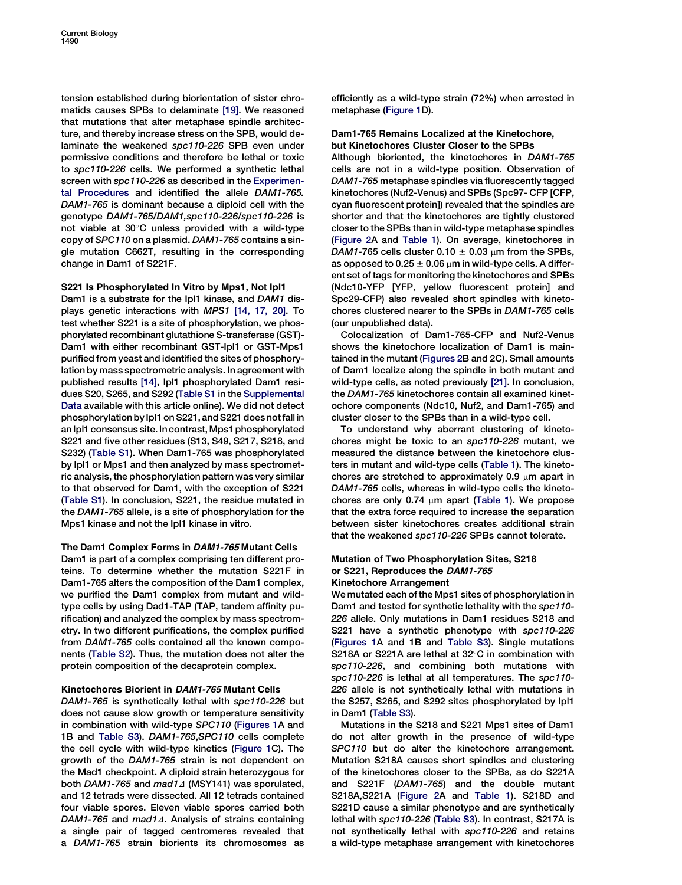tension established during biorientation of sister chromatids causes SPBs to delaminate [19]. We reasoned that mutations that alter metaphase spindle architecture, and thereby increase stress on the SPB, would delaminate the weakened *spc110-226* SPB even under permissive conditions and therefore be lethal or toxic to *spc110-226* cells. We performed a synthetic lethal screen with *spc110-226* as described in the Experimental Procedures and identified the allele *DAM1-765*. *DAM1-765* is dominant because a diploid cell with the genotype *DAM1-765/DAM1,spc110-226/spc110-226* is not viable at 30°C unless provided with a wild-type copy of *SPC110* on a plasmid. *DAM1-765* contains a single mutation C662T, resulting in the corresponding change in Dam1 of S221F.

### S221 Is Phosphorylated In Vitro by Mps1, Not Ipl1

Dam1 is a substrate for the Ipl1 kinase, and *DAM1* displays genetic interactions with *MPS1* [14, 17, 20]. To test whether S221 is a site of phosphorylation, we phosphorylated recombinant glutathione S-transferase (GST)-Dam1 with either recombinant GST-Ipl1 or GST-Mps1 purified from yeast and identified the sites of phosphorylation by mass spectrometric analysis. In agreement with published results [14], Ipl1 phosphorylated Dam1 residues S20, S265, and S292 (Table S1 in the Supplemental Data available with this article online). We did not detect phosphorylation by Ipl1 on S221, and S221 does not fall in an Ipl1 consensus site. In contrast, Mps1 phosphorylated S221 and five other residues (S13, S49, S217, S218, and S232) (Table S1). When Dam1-765 was phosphorylated by Ipl1 or Mps1 and then analyzed by mass spectrometric analysis, the phosphorylation pattern was very similar to that observed for Dam1, with the exception of S221 (Table S1). In conclusion, S221, the residue mutated in the *DAM1-765* allele, is a site of phosphorylation for the Mps1 kinase and not the Ipl1 kinase in vitro.

### The Dam1 Complex Forms in *DAM1-765* Mutant Cells

Dam1 is part of a complex comprising ten different proteins. To determine whether the mutation S221F in Dam1-765 alters the composition of the Dam1 complex, we purified the Dam1 complex from mutant and wild-type cells by using Dad1-TAP (TAP, tandem affinity purification) and analyzed the complex by mass spectrometry. In two different purifications, the complex purified from *DAM1-765* cells contained all the known components (Table S2). Thus, the mutation does not alter the protein composition of the decaprotein complex.

### Kinetochores Biorient in *DAM1-765* Mutant Cells

*DAM1-765* is synthetically lethal with *spc110-226* but does not cause slow growth or temperature sensitivity in combination with wild-type *SPC110* (Figures 1A and 1B and Table S3). *DAM1-765,SPC110* cells complete the cell cycle with wild-type kinetics (Figure 1C). The growth of the *DAM1-765* strain is not dependent on the Mad1 checkpoint. A diploid strain heterozygous for both *DAM1-765* and *mad1Δ* (MSY141) was sporulated, and 12 tetrads were dissected. All 12 tetrads contained four viable spores. Eleven viable spores carried both *DAM1-765* and *mad1Δ*. Analysis of strains containing a single pair of tagged centromeres revealed that a *DAM1-765* strain biorients its chromosomes as efficiently as a wild-type strain (72%) when arrested in metaphase (Figure 1D).

### Dam1-765 Remains Localized at the Kinetochore, but Kinetochores Cluster Closer to the SPBs

Although bioriented, the kinetochores in *DAM1-765* cells are not in a wild-type position. Observation of *DAM1-765* metaphase spindles via fluorescently tagged kinetochores (Nuf2-Venus) and SPBs (Spc97- CFP [CFP, cyan fluorescent protein]) revealed that the spindles are shorter and that the kinetochores are tightly clustered closer to the SPBs than in wild-type metaphase spindles (Figure 2A and Table 1). On average, kinetochores in *DAM1-765* cells cluster 0.10 ± 0.03 μm from the SPBs, as opposed to 0.25 ± 0.06 μm in wild-type cells. A different set of tags for monitoring the kinetochores and SPBs (Ndc10-YFP [YFP, yellow fluorescent protein] and Spc29-CFP) also revealed short spindles with kinetochores clustered nearer to the SPBs in *DAM1-765* cells (our unpublished data).

Colocalization of Dam1-765-CFP and Nuf2-Venus shows the kinetochore localization of Dam1 is maintained in the mutant (Figures 2B and 2C). Small amounts of Dam1 localize along the spindle in both mutant and wild-type cells, as noted previously [21]. In conclusion, the *DAM1-765* kinetochores contain all examined kinetochore components (Ndc10, Nuf2, and Dam1-765) and cluster closer to the SPBs than in a wild-type cell.

To understand why aberrant clustering of kinetochores might be toxic to an *spc110-226* mutant, we measured the distance between the kinetochore clusters in mutant and wild-type cells (Table 1). The kinetochores are stretched to approximately 0.9 μm apart in *DAM1-765* cells, whereas in wild-type cells the kinetochores are only 0.74 μm apart (Table 1). We propose that the extra force required to increase the separation between sister kinetochores creates additional strain that the weakened *spc110-226* SPBs cannot tolerate.

### Mutation of Two Phosphorylation Sites, S218 or S221, Reproduces the *DAM1-765* Kinetochore Arrangement

We mutated each of the Mps1 sites of phosphorylation in Dam1 and tested for synthetic lethality with the *spc110-226* allele. Only mutations in Dam1 residues S218 and S221 have a synthetic phenotype with *spc110-226* (Figures 1A and 1B and Table S3). Single mutations S218A or S221A are lethal at 32°C in combination with *spc110-226*, and combining both mutations with *spc110-226* is lethal at all temperatures. The *spc110-226* allele is not synthetically lethal with mutations in the S257, S265, and S292 sites phosphorylated by Ipl1 in Dam1 (Table S3).

Mutations in the S218 and S221 Mps1 sites of Dam1 do not alter growth in the presence of wild-type *SPC110* but do alter the kinetochore arrangement. Mutation S218A causes short spindles and clustering of the kinetochores closer to the SPBs, as do S221A and S221F (*DAM1-765*) and the double mutant S218A,S221A (Figure 2A and Table 1). S218D and S221D cause a similar phenotype and are synthetically lethal with *spc110-226* (Table S3). In contrast, S217A is not synthetically lethal with *spc110-226* and retains a wild-type metaphase arrangement with kinetochores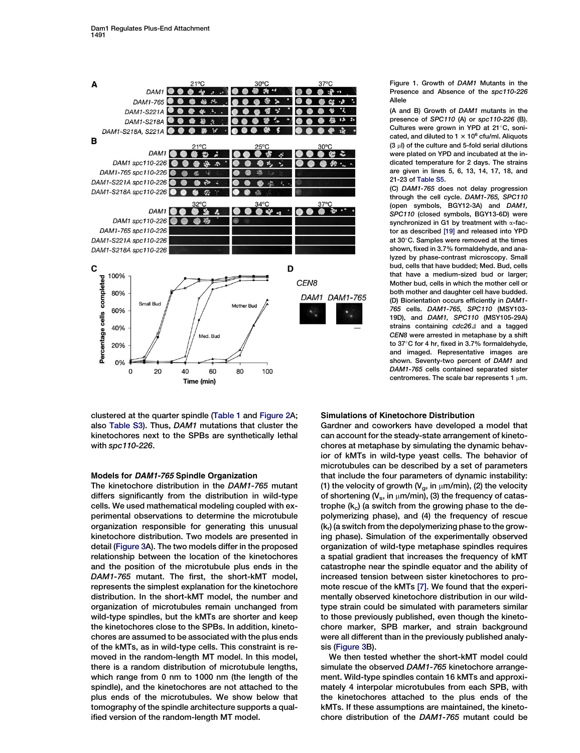Figure 1. Growth of *DAM1* Mutants in the Presence and Absence of the *spc110-226* Allele

(A and B) Growth of *DAM1* mutants in the presence of *SPC110* (A) or *spc110-226* (B). Cultures were grown in YPD at 21°C, sonicated, and diluted to 1 × 10[6] cfu/ml. Aliquots (3 μl) of the culture and 5-fold serial dilutions were plated on YPD and incubated at the indicated temperature for 2 days. The strains are given in lines 5, 6, 13, 14, 17, 18, and 21-23 of Table S5.

(C) *DAM1-765* does not delay progression through the cell cycle. *DAM1-765, SPC110* (open symbols, BGY12-3A) and *DAM1, SPC110* (closed symbols, BGY13-6D) were synchronized in G1 by treatment with α-factor as described [19] and released into YPD at 30°C. Samples were removed at the times shown, fixed in 3.7% formaldehyde, and analyzed by phase-contrast microscopy. Small bud, cells that have budded; Med. Bud, cells that have a medium-sized bud or larger; Mother bud, cells in which the mother cell or both mother and daughter cell have budded.

(D) Biorientation occurs efficiently in *DAM1-765* cells. *DAM1-765, SPC110* (MSY103-19D), and *DAM1, SPC110* (MSY105-29A) strains containing *cdc26Δ* and a tagged *CEN8* were arrested in metaphase by a shift to 37°C for 4 hr, fixed in 3.7% formaldehyde, and imaged. Representative images are shown. Seventy-two percent of *DAM1* and *DAM1-765* cells contained separated sister centromeres. The scale bar represents 1 μm.

clustered at the quarter spindle (Table 1 and Figure 2A; also Table S3). Thus, *DAM1* mutations that cluster the kinetochores next to the SPBs are synthetically lethal with *spc110-226*.

### Models for *DAM1-765* Spindle Organization

The kinetochore distribution in the *DAM1-765* mutant differs significantly from the distribution in wild-type cells. We used mathematical modeling coupled with experimental observations to determine the microtubule organization responsible for generating this unusual kinetochore distribution. Two models are presented in detail (Figure 3A). The two models differ in the proposed relationship between the location of the kinetochores and the position of the microtubule plus ends in the *DAM1-765* mutant. The first, the short-kMT model, represents the simplest explanation for the kinetochore distribution. In the short-kMT model, the number and organization of microtubules remain unchanged from wild-type spindles, but the kMTs are shorter and keep the kinetochores close to the SPBs. In addition, kinetochores are assumed to be associated with the plus ends of the kMTs, as in wild-type cells. This constraint is removed in the random-length MT model. In this model, there is a random distribution of microtubule lengths, which range from 0 nm to 1000 nm (the length of the spindle), and the kinetochores are not attached to the plus ends of the microtubules. We show below that tomography of the spindle architecture supports a qualified version of the random-length MT model.

### Simulations of Kinetochore Distribution

Gardner and coworkers have developed a model that can account for the steady-state arrangement of kinetochores at metaphase by simulating the dynamic behavior of kMTs in wild-type yeast cells. The behavior of microtubules can be described by a set of parameters that include the four parameters of dynamic instability: (1) the velocity of growth ($V_g$, in μm/min), (2) the velocity of shortening ($V_s$, in μm/min), (3) the frequency of catastrophe ($k_c$) (a switch from the growing phase to the depolymerizing phase), and (4) the frequency of rescue ($k_r$) (a switch from the depolymerizing phase to the growing phase). Simulation of the experimentally observed organization of wild-type metaphase spindles requires a spatial gradient that increases the frequency of kMT catastrophe near the spindle equator and the ability of increased tension between sister kinetochores to promote rescue of the kMTs [7]. We found that the experimentally observed kinetochore distribution in our wild-type strain could be simulated with parameters similar to those previously published, even though the kinetochore marker, SPB marker, and strain background were all different than in the previously published analysis (Figure 3B).

We then tested whether the short-kMT model could simulate the observed *DAM1-765* kinetochore arrangement. Wild-type spindles contain 16 kMTs and approximately 4 interpolar microtubules from each SPB, with the kinetochores attached to the plus ends of the kMTs. If these assumptions are maintained, the kinetochore distribution of the *DAM1-765* mutant could be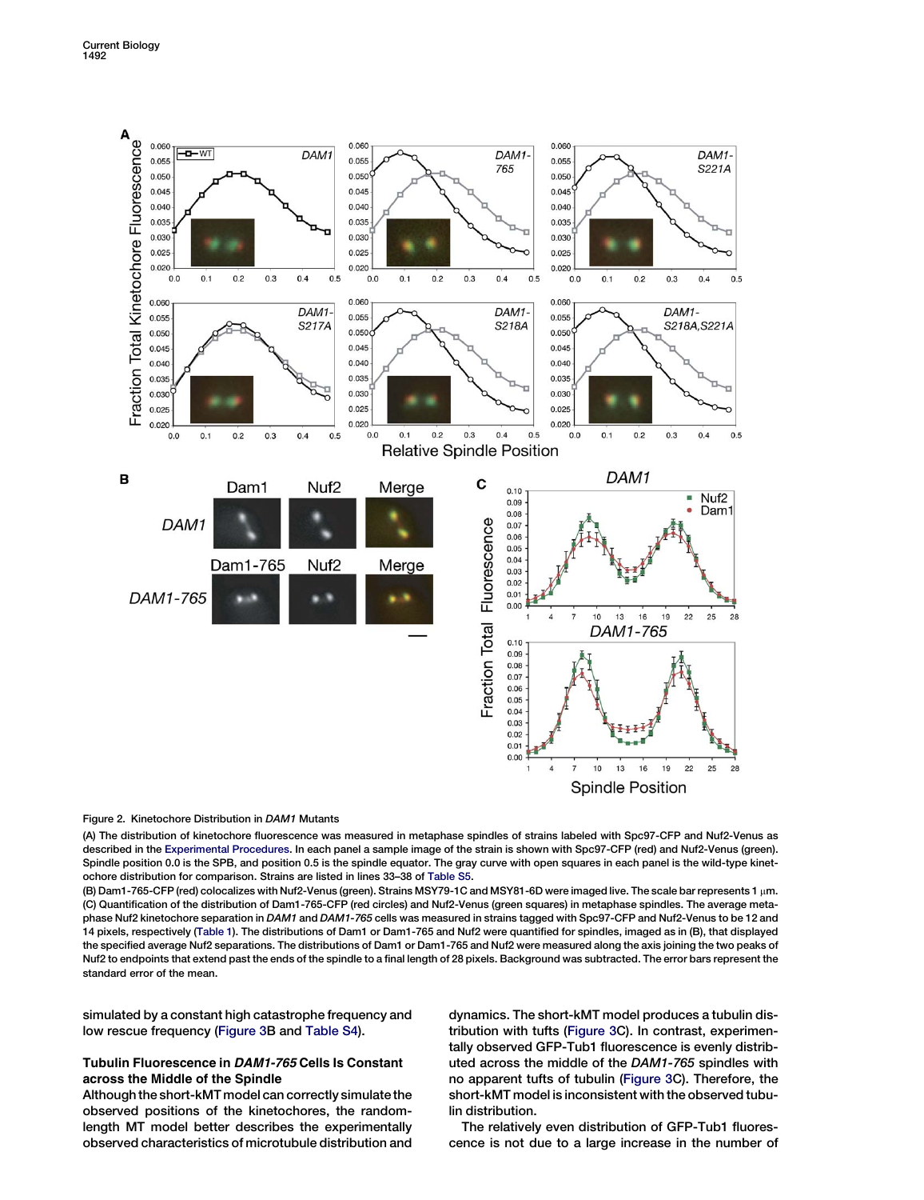Figure 2. Kinetochore Distribution in *DAM1* Mutants

(A) The distribution of kinetochore fluorescence was measured in metaphase spindles of strains labeled with Spc97-CFP and Nuf2-Venus as described in the Experimental Procedures. In each panel a sample image of the strain is shown with Spc97-CFP (red) and Nuf2-Venus (green). Spindle position 0.0 is the SPB, and position 0.5 is the spindle equator. The gray curve with open squares in each panel is the wild-type kinetochore distribution for comparison. Strains are listed in lines 33–38 of Table S5.

(B) Dam1-765-CFP (red) colocalizes with Nuf2-Venus (green). Strains MSY79-1C and MSY81-6D were imaged live. The scale bar represents 1 μm.

(C) Quantification of the distribution of Dam1-765-CFP (red circles) and Nuf2-Venus (green squares) in metaphase spindles. The average metaphase Nuf2 kinetochore separation in *DAM1* and *DAM1-765* cells was measured in strains tagged with Spc97-CFP and Nuf2-Venus to be 12 and 14 pixels, respectively (Table 1). The distributions of Dam1 or Dam1-765 and Nuf2 were quantified for spindles, imaged as in (B), that displayed the specified average Nuf2 separations. The distributions of Dam1 or Dam1-765 and Nuf2 were measured along the axis joining the two peaks of Nuf2 to endpoints that extend past the ends of the spindle to a final length of 28 pixels. Background was subtracted. The error bars represent the standard error of the mean.

simulated by a constant high catastrophe frequency and low rescue frequency (Figure 3B and Table S4).

### Tubulin Fluorescence in *DAM1-765* Cells Is Constant across the Middle of the Spindle

Although the short-kMT model can correctly simulate the observed positions of the kinetochores, the random-length MT model better describes the experimentally observed characteristics of microtubule distribution and dynamics. The short-kMT model produces a tubulin distribution with tufts (Figure 3C). In contrast, experimentally observed GFP-Tub1 fluorescence is evenly distributed across the middle of the *DAM1-765* spindles with no apparent tufts of tubulin (Figure 3C). Therefore, the short-kMT model is inconsistent with the observed tubulin distribution.

The relatively even distribution of GFP-Tub1 fluorescence is not due to a large increase in the number of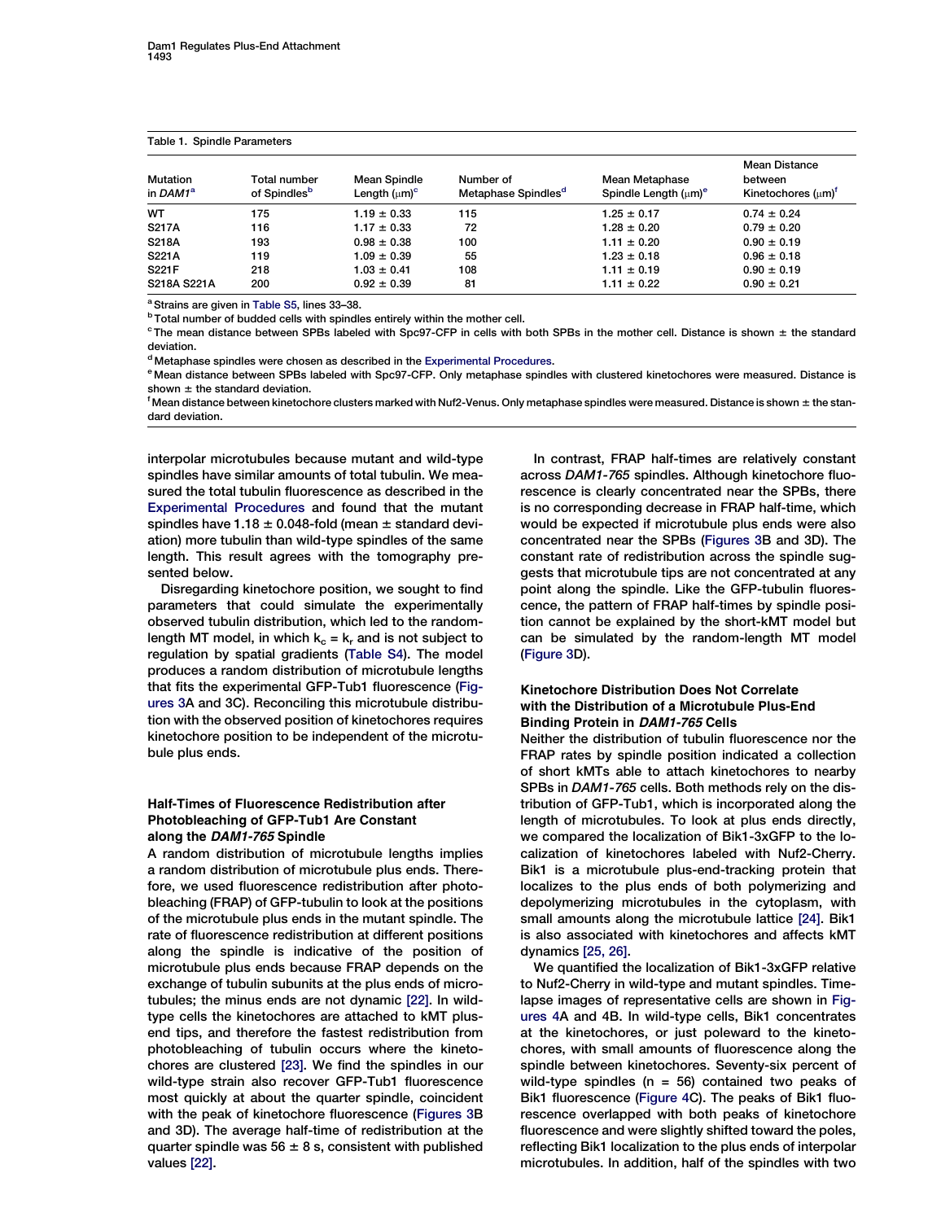Table 1. Spindle Parameters

| Mutation in *DAM1*[a] | Total number of Spindles[b] | Mean Spindle Length (μm)[c] | Number of Metaphase Spindles[d] | Mean Metaphase Spindle Length (μm)[e] | Mean Distance between Kinetochores (μm)[f] |
|---|---|---|---|---|---|
| WT | 175 | 1.19 ± 0.33 | 115 | 1.25 ± 0.17 | 0.74 ± 0.24 |
| S217A | 116 | 1.17 ± 0.33 | 72 | 1.28 ± 0.20 | 0.79 ± 0.20 |
| S218A | 193 | 0.98 ± 0.38 | 100 | 1.11 ± 0.20 | 0.90 ± 0.19 |
| S221A | 119 | 1.09 ± 0.39 | 55 | 1.23 ± 0.18 | 0.96 ± 0.18 |
| S221F | 218 | 1.03 ± 0.41 | 108 | 1.11 ± 0.19 | 0.90 ± 0.19 |
| S218A S221A | 200 | 0.92 ± 0.39 | 81 | 1.11 ± 0.22 | 0.90 ± 0.21 |

[a] Strains are given in Table S5, lines 33–38.
[b] Total number of budded cells with spindles entirely within the mother cell.
[c] The mean distance between SPBs labeled with Spc97-CFP in cells with both SPBs in the mother cell. Distance is shown ± the standard deviation.
[d] Metaphase spindles were chosen as described in the Experimental Procedures.
[e] Mean distance between SPBs labeled with Spc97-CFP. Only metaphase spindles with clustered kinetochores were measured. Distance is shown ± the standard deviation.
[f] Mean distance between kinetochore clusters marked with Nuf2-Venus. Only metaphase spindles were measured. Distance is shown ± the standard deviation.

interpolar microtubules because mutant and wild-type spindles have similar amounts of total tubulin. We measured the total tubulin fluorescence as described in the Experimental Procedures and found that the mutant spindles have 1.18 ± 0.048-fold (mean ± standard deviation) more tubulin than wild-type spindles of the same length. This result agrees with the tomography presented below.

Disregarding kinetochore position, we sought to find parameters that could simulate the experimentally observed tubulin distribution, which led to the random-length MT model, in which $k_c = k_r$ and is not subject to regulation by spatial gradients (Table S4). The model produces a random distribution of microtubule lengths that fits the experimental GFP-Tub1 fluorescence (Figures 3A and 3C). Reconciling this microtubule distribution with the observed position of kinetochores requires kinetochore position to be independent of the microtubule plus ends.

## Half-Times of Fluorescence Redistribution after Photobleaching of GFP-Tub1 Are Constant along the *DAM1-765* Spindle

A random distribution of microtubule lengths implies a random distribution of microtubule plus ends. Therefore, we used fluorescence redistribution after photobleaching (FRAP) of GFP-tubulin to look at the positions of the microtubule plus ends in the mutant spindle. The rate of fluorescence redistribution at different positions along the spindle is indicative of the position of microtubule plus ends because FRAP depends on the exchange of tubulin subunits at the plus ends of microtubules; the minus ends are not dynamic [22]. In wild-type cells the kinetochores are attached to kMT plus-end tips, and therefore the fastest redistribution from photobleaching of tubulin occurs where the kinetochores are clustered [23]. We find the spindles in our wild-type strain also recover GFP-Tub1 fluorescence most quickly at about the quarter spindle, coincident with the peak of kinetochore fluorescence (Figures 3B and 3D). The average half-time of redistribution at the quarter spindle was 56 ± 8 s, consistent with published values [22].

In contrast, FRAP half-times are relatively constant across *DAM1-765* spindles. Although kinetochore fluorescence is clearly concentrated near the SPBs, there is no corresponding decrease in FRAP half-time, which would be expected if microtubule plus ends were also concentrated near the SPBs (Figures 3B and 3D). The constant rate of redistribution across the spindle suggests that microtubule tips are not concentrated at any point along the spindle. Like the GFP-tubulin fluorescence, the pattern of FRAP half-times by spindle position cannot be explained by the short-kMT model but can be simulated by the random-length MT model (Figure 3D).

## Kinetochore Distribution Does Not Correlate with the Distribution of a Microtubule Plus-End Binding Protein in *DAM1-765* Cells

Neither the distribution of tubulin fluorescence nor the FRAP rates by spindle position indicated a collection of short kMTs able to attach kinetochores to nearby SPBs in *DAM1-765* cells. Both methods rely on the distribution of GFP-Tub1, which is incorporated along the length of microtubules. To look at plus ends directly, we compared the localization of Bik1-3xGFP to the localization of kinetochores labeled with Nuf2-Cherry. Bik1 is a microtubule plus-end-tracking protein that localizes to the plus ends of both polymerizing and depolymerizing microtubules in the cytoplasm, with small amounts along the microtubule lattice [24]. Bik1 is also associated with kinetochores and affects kMT dynamics [25, 26].

We quantified the localization of Bik1-3xGFP relative to Nuf2-Cherry in wild-type and mutant spindles. Time-lapse images of representative cells are shown in Figures 4A and 4B. In wild-type cells, Bik1 concentrates at the kinetochores, or just poleward to the kinetochores, with small amounts of fluorescence along the spindle between kinetochores. Seventy-six percent of wild-type spindles (n = 56) contained two peaks of Bik1 fluorescence (Figure 4C). The peaks of Bik1 fluorescence overlapped with both peaks of kinetochore fluorescence and were slightly shifted toward the poles, reflecting Bik1 localization to the plus ends of interpolar microtubules. In addition, half of the spindles with two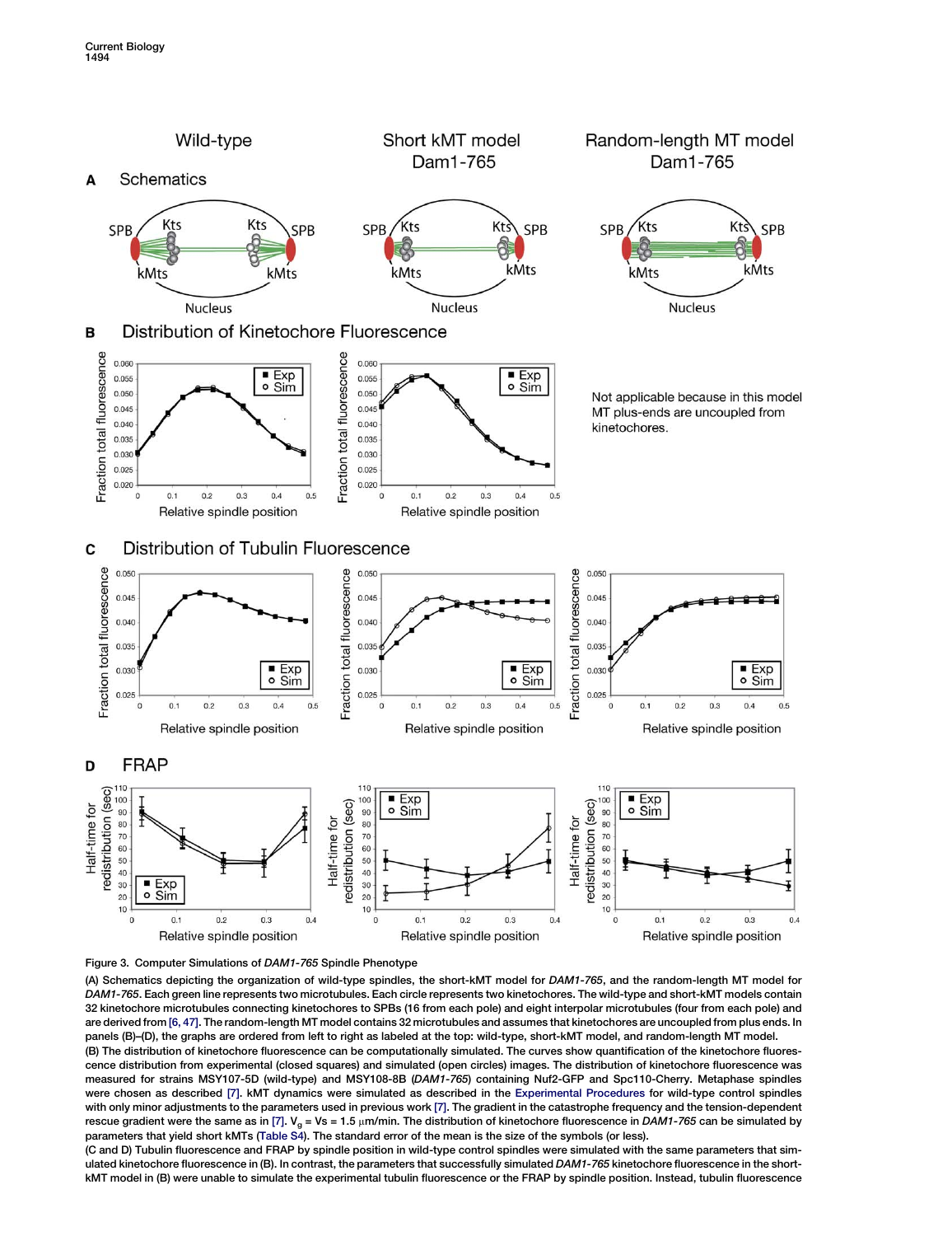Figure 3. Computer Simulations of *DAM1-765* Spindle Phenotype

(A) Schematics depicting the organization of wild-type spindles, the short-kMT model for *DAM1-765*, and the random-length MT model for *DAM1-765*. Each green line represents two microtubules. Each circle represents two kinetochores. The wild-type and short-kMT models contain 32 kinetochore microtubules connecting kinetochores to SPBs (16 from each pole) and eight interpolar microtubules (four from each pole) and are derived from [6, 47]. The random-length MT model contains 32 microtubules and assumes that kinetochores are uncoupled from plus ends. In panels (B)–(D), the graphs are ordered from left to right as labeled at the top: wild-type, short-kMT model, and random-length MT model.

(B) The distribution of kinetochore fluorescence can be computationally simulated. The curves show quantification of the kinetochore fluorescence distribution from experimental (closed squares) and simulated (open circles) images. The distribution of kinetochore fluorescence was measured for strains MSY107-5D (wild-type) and MSY108-8B (*DAM1-765*) containing Nuf2-GFP and Spc110-Cherry. Metaphase spindles were chosen as described [7]. kMT dynamics were simulated as described in the Experimental Procedures for wild-type control spindles with only minor adjustments to the parameters used in previous work [7]. The gradient in the catastrophe frequency and the tension-dependent rescue gradient were the same as in [7]. $V_g$ = Vs = 1.5 μm/min. The distribution of kinetochore fluorescence in *DAM1-765* can be simulated by parameters that yield short kMTs (Table S4). The standard error of the mean is the size of the symbols (or less).

(C and D) Tubulin fluorescence and FRAP by spindle position in wild-type control spindles were simulated with the same parameters that simulated kinetochore fluorescence in (B). In contrast, the parameters that successfully simulated *DAM1-765* kinetochore fluorescence in the short-kMT model in (B) were unable to simulate the experimental tubulin fluorescence or the FRAP by spindle position. Instead, tubulin fluorescence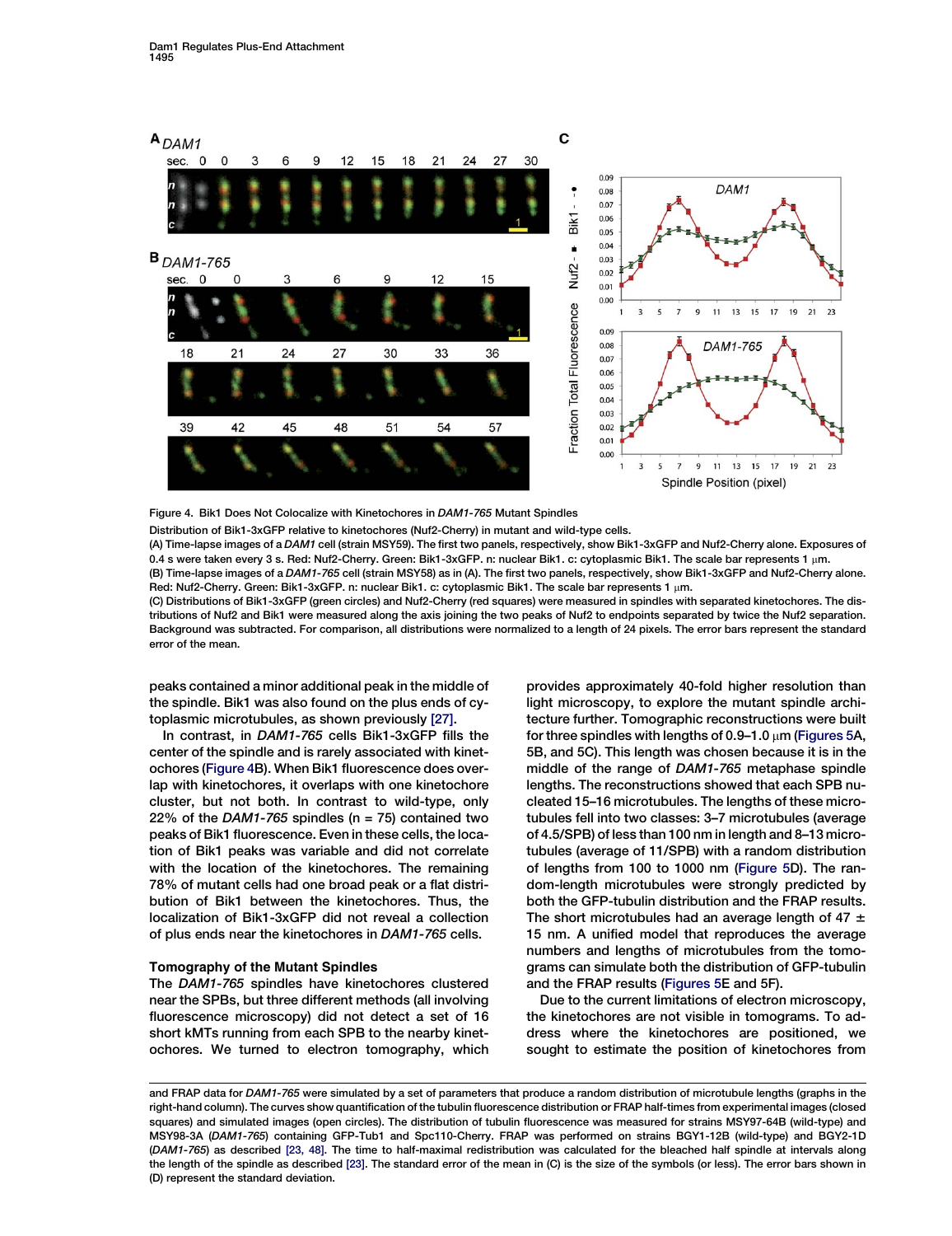Figure 4. Bik1 Does Not Colocalize with Kinetochores in *DAM1-765* Mutant Spindles

Distribution of Bik1-3xGFP relative to kinetochores (Nuf2-Cherry) in mutant and wild-type cells.

(A) Time-lapse images of a *DAM1* cell (strain MSY59). The first two panels, respectively, show Bik1-3xGFP and Nuf2-Cherry alone. Exposures of 0.4 s were taken every 3 s. Red: Nuf2-Cherry. Green: Bik1-3xGFP. n: nuclear Bik1. c: cytoplasmic Bik1. The scale bar represents 1 μm.

(B) Time-lapse images of a *DAM1-765* cell (strain MSY58) as in (A). The first two panels, respectively, show Bik1-3xGFP and Nuf2-Cherry alone. Red: Nuf2-Cherry. Green: Bik1-3xGFP. n: nuclear Bik1. c: cytoplasmic Bik1. The scale bar represents 1 μm.

(C) Distributions of Bik1-3xGFP (green circles) and Nuf2-Cherry (red squares) were measured in spindles with separated kinetochores. The distributions of Nuf2 and Bik1 were measured along the axis joining the two peaks of Nuf2 to endpoints separated by twice the Nuf2 separation. Background was subtracted. For comparison, all distributions were normalized to a length of 24 pixels. The error bars represent the standard error of the mean.

peaks contained a minor additional peak in the middle of the spindle. Bik1 was also found on the plus ends of cytoplasmic microtubules, as shown previously [27].

In contrast, in *DAM1-765* cells Bik1-3xGFP fills the center of the spindle and is rarely associated with kinetochores (Figure 4B). When Bik1 fluorescence does overlap with kinetochores, it overlaps with one kinetochore cluster, but not both. In contrast to wild-type, only 22% of the *DAM1-765* spindles (n = 75) contained two peaks of Bik1 fluorescence. Even in these cells, the location of Bik1 peaks was variable and did not correlate with the location of the kinetochores. The remaining 78% of mutant cells had one broad peak or a flat distribution of Bik1 between the kinetochores. Thus, the localization of Bik1-3xGFP did not reveal a collection of plus ends near the kinetochores in *DAM1-765* cells.

### Tomography of the Mutant Spindles

The *DAM1-765* spindles have kinetochores clustered near the SPBs, but three different methods (all involving fluorescence microscopy) did not detect a set of 16 short kMTs running from each SPB to the nearby kinetochores. We turned to electron tomography, which provides approximately 40-fold higher resolution than light microscopy, to explore the mutant spindle architecture further. Tomographic reconstructions were built for three spindles with lengths of 0.9–1.0 μm (Figures 5A, 5B, and 5C). This length was chosen because it is in the middle of the range of *DAM1-765* metaphase spindle lengths. The reconstructions showed that each SPB nucleated 15–16 microtubules. The lengths of these microtubules fell into two classes: 3–7 microtubules (average of 4.5/SPB) of less than 100 nm in length and 8–13 microtubules (average of 11/SPB) with a random distribution of lengths from 100 to 1000 nm (Figure 5D). The random-length microtubules were strongly predicted by both the GFP-tubulin distribution and the FRAP results. The short microtubules had an average length of 47 ± 15 nm. A unified model that reproduces the average numbers and lengths of microtubules from the tomograms can simulate both the distribution of GFP-tubulin and the FRAP results (Figures 5E and 5F).

Due to the current limitations of electron microscopy, the kinetochores are not visible in tomograms. To address where the kinetochores are positioned, we sought to estimate the position of kinetochores from

and FRAP data for *DAM1-765* were simulated by a set of parameters that produce a random distribution of microtubule lengths (graphs in the right-hand column). The curves show quantification of the tubulin fluorescence distribution or FRAP half-times from experimental images (closed squares) and simulated images (open circles). The distribution of tubulin fluorescence was measured for strains MSY97-64B (wild-type) and MSY98-3A (*DAM1-765*) containing GFP-Tub1 and Spc110-Cherry. FRAP was performed on strains BGY1-12B (wild-type) and BGY2-1D (*DAM1-765*) as described [23, 48]. The time to half-maximal redistribution was calculated for the bleached half spindle at intervals along the length of the spindle as described [23]. The standard error of the mean in (C) is the size of the symbols (or less). The error bars shown in (D) represent the standard deviation.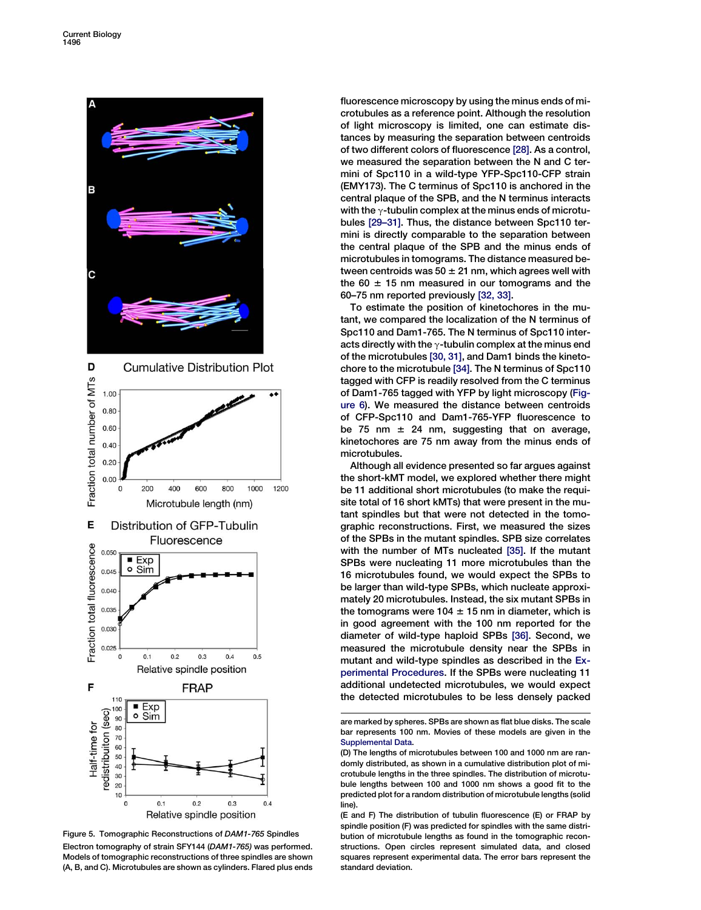fluorescence microscopy by using the minus ends of microtubules as a reference point. Although the resolution of light microscopy is limited, one can estimate distances by measuring the separation between centroids of two different colors of fluorescence [28]. As a control, we measured the separation between the N and C termini of Spc110 in a wild-type YFP-Spc110-CFP strain (EMY173). The C terminus of Spc110 is anchored in the central plaque of the SPB, and the N terminus interacts with the γ-tubulin complex at the minus ends of microtubules [29–31]. Thus, the distance between Spc110 termini is directly comparable to the separation between the central plaque of the SPB and the minus ends of microtubules in tomograms. The distance measured between centroids was 50 ± 21 nm, which agrees well with the 60 ± 15 nm measured in our tomograms and the 60–75 nm reported previously [32, 33].

To estimate the position of kinetochores in the mutant, we compared the localization of the N terminus of Spc110 and Dam1-765. The N terminus of Spc110 interacts directly with the γ-tubulin complex at the minus end of the microtubules [30, 31], and Dam1 binds the kinetochore to the microtubule [34]. The N terminus of Spc110 tagged with CFP is readily resolved from the C terminus of Dam1-765 tagged with YFP by light microscopy (Figure 6). We measured the distance between centroids of CFP-Spc110 and Dam1-765-YFP fluorescence to be 75 nm ± 24 nm, suggesting that on average, kinetochores are 75 nm away from the minus ends of microtubules.

Although all evidence presented so far argues against the short-kMT model, we explored whether there might be 11 additional short microtubules (to make the requisite total of 16 short kMTs) that were present in the mutant spindles but that were not detected in the tomographic reconstructions. First, we measured the sizes of the SPBs in the mutant spindles. SPB size correlates with the number of MTs nucleated [35]. If the mutant SPBs were nucleating 11 more microtubules than the 16 microtubules found, we would expect the SPBs to be larger than wild-type SPBs, which nucleate approximately 20 microtubules. Instead, the six mutant SPBs in the tomograms were 104 ± 15 nm in diameter, which is in good agreement with the 100 nm reported for the diameter of wild-type haploid SPBs [36]. Second, we measured the microtubule density near the SPBs in mutant and wild-type spindles as described in the Experimental Procedures. If the SPBs were nucleating 11 additional undetected microtubules, we would expect the detected microtubules to be less densely packed

Figure 5. Tomographic Reconstructions of *DAM1-765* Spindles

Electron tomography of strain SFY144 (*DAM1-765*) was performed. Models of tomographic reconstructions of three spindles are shown (A, B, and C). Microtubules are shown as cylinders. Flared plus ends are marked by spheres. SPBs are shown as flat blue disks. The scale bar represents 100 nm. Movies of these models are given in the Supplemental Data.

(D) The lengths of microtubules between 100 and 1000 nm are randomly distributed, as shown in a cumulative distribution plot of microtubule lengths in the three spindles. The distribution of microtubule lengths between 100 and 1000 nm shows a good fit to the predicted plot for a random distribution of microtubule lengths (solid line).

(E and F) The distribution of tubulin fluorescence (E) or FRAP by spindle position (F) was predicted for spindles with the same distribution of microtubule lengths as found in the tomographic reconstructions. Open circles represent simulated data, and closed squares represent experimental data. The error bars represent the standard deviation.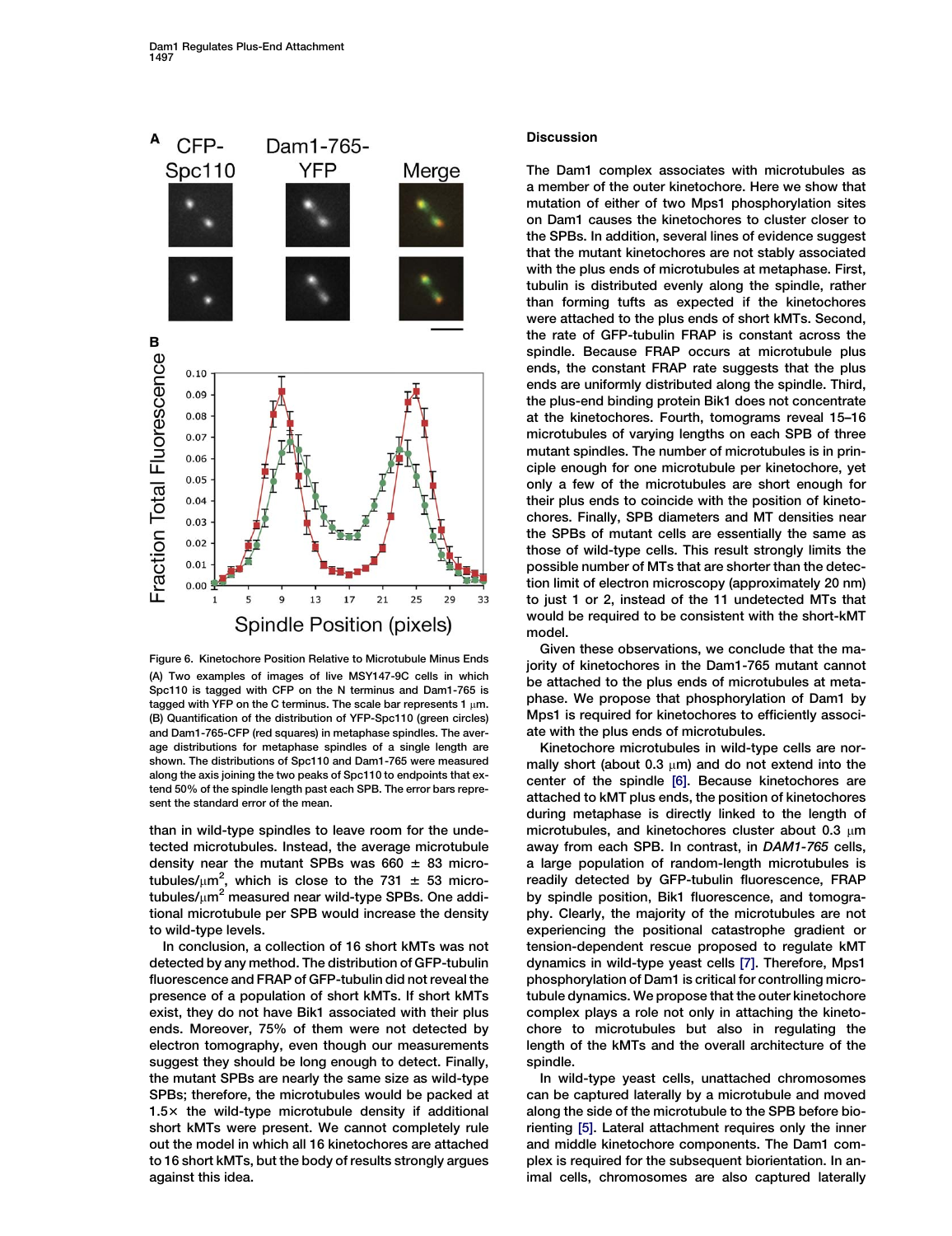Figure 6. Kinetochore Position Relative to Microtubule Minus Ends

(A) Two examples of images of live MSY147-9C cells in which Spc110 is tagged with CFP on the N terminus and Dam1-765 is tagged with YFP on the C terminus. The scale bar represents 1 μm.

(B) Quantification of the distribution of YFP-Spc110 (green circles) and Dam1-765-CFP (red squares) in metaphase spindles. The average distributions for metaphase spindles of a single length are shown. The distributions of Spc110 and Dam1-765 were measured along the axis joining the two peaks of Spc110 to endpoints that extend 50% of the spindle length past each SPB. The error bars represent the standard error of the mean.

than in wild-type spindles to leave room for the undetected microtubules. Instead, the average microtubule density near the mutant SPBs was 660 ± 83 microtubules/μm$^2$, which is close to the 731 ± 53 microtubules/μm$^2$ measured near wild-type SPBs. One additional microtubule per SPB would increase the density to wild-type levels.

In conclusion, a collection of 16 short kMTs was not detected by any method. The distribution of GFP-tubulin fluorescence and FRAP of GFP-tubulin did not reveal the presence of a population of short kMTs. If short kMTs exist, they do not have Bik1 associated with their plus ends. Moreover, 75% of them were not detected by electron tomography, even though our measurements suggest they should be long enough to detect. Finally, the mutant SPBs are nearly the same size as wild-type SPBs; therefore, the microtubules would be packed at 1.5× the wild-type microtubule density if additional short kMTs were present. We cannot completely rule out the model in which all 16 kinetochores are attached to 16 short kMTs, but the body of results strongly argues against this idea.

## Discussion

The Dam1 complex associates with microtubules as a member of the outer kinetochore. Here we show that mutation of either of two Mps1 phosphorylation sites on Dam1 causes the kinetochores to cluster closer to the SPBs. In addition, several lines of evidence suggest that the mutant kinetochores are not stably associated with the plus ends of microtubules at metaphase. First, tubulin is distributed evenly along the spindle, rather than forming tufts as expected if the kinetochores were attached to the plus ends of short kMTs. Second, the rate of GFP-tubulin FRAP is constant across the spindle. Because FRAP occurs at microtubule plus ends, the constant FRAP rate suggests that the plus ends are uniformly distributed along the spindle. Third, the plus-end binding protein Bik1 does not concentrate at the kinetochores. Fourth, tomograms reveal 15–16 microtubules of varying lengths on each SPB of three mutant spindles. The number of microtubules is in principle enough for one microtubule per kinetochore, yet only a few of the microtubules are short enough for their plus ends to coincide with the position of kinetochores. Finally, SPB diameters and MT densities near the SPBs of mutant cells are essentially the same as those of wild-type cells. This result strongly limits the possible number of MTs that are shorter than the detection limit of electron microscopy (approximately 20 nm) to just 1 or 2, instead of the 11 undetected MTs that would be required to be consistent with the short-kMT model.

Given these observations, we conclude that the majority of kinetochores in the Dam1-765 mutant cannot be attached to the plus ends of microtubules at metaphase. We propose that phosphorylation of Dam1 by Mps1 is required for kinetochores to efficiently associate with the plus ends of microtubules.

Kinetochore microtubules in wild-type cells are normally short (about 0.3 μm) and do not extend into the center of the spindle [6]. Because kinetochores are attached to kMT plus ends, the position of kinetochores during metaphase is directly linked to the length of microtubules, and kinetochores cluster about 0.3 μm away from each SPB. In contrast, in *DAM1-765* cells, a large population of random-length microtubules is readily detected by GFP-tubulin fluorescence, FRAP by spindle position, Bik1 fluorescence, and tomography. Clearly, the majority of the microtubules are not experiencing the positional catastrophe gradient or tension-dependent rescue proposed to regulate kMT dynamics in wild-type yeast cells [7]. Therefore, Mps1 phosphorylation of Dam1 is critical for controlling microtubule dynamics. We propose that the outer kinetochore complex plays a role not only in attaching the kinetochore to microtubules but also in regulating the length of the kMTs and the overall architecture of the spindle.

In wild-type yeast cells, unattached chromosomes can be captured laterally by a microtubule and moved along the side of the microtubule to the SPB before biorienting [5]. Lateral attachment requires only the inner and middle kinetochore components. The Dam1 complex is required for the subsequent biorientation. In animal cells, chromosomes are also captured laterally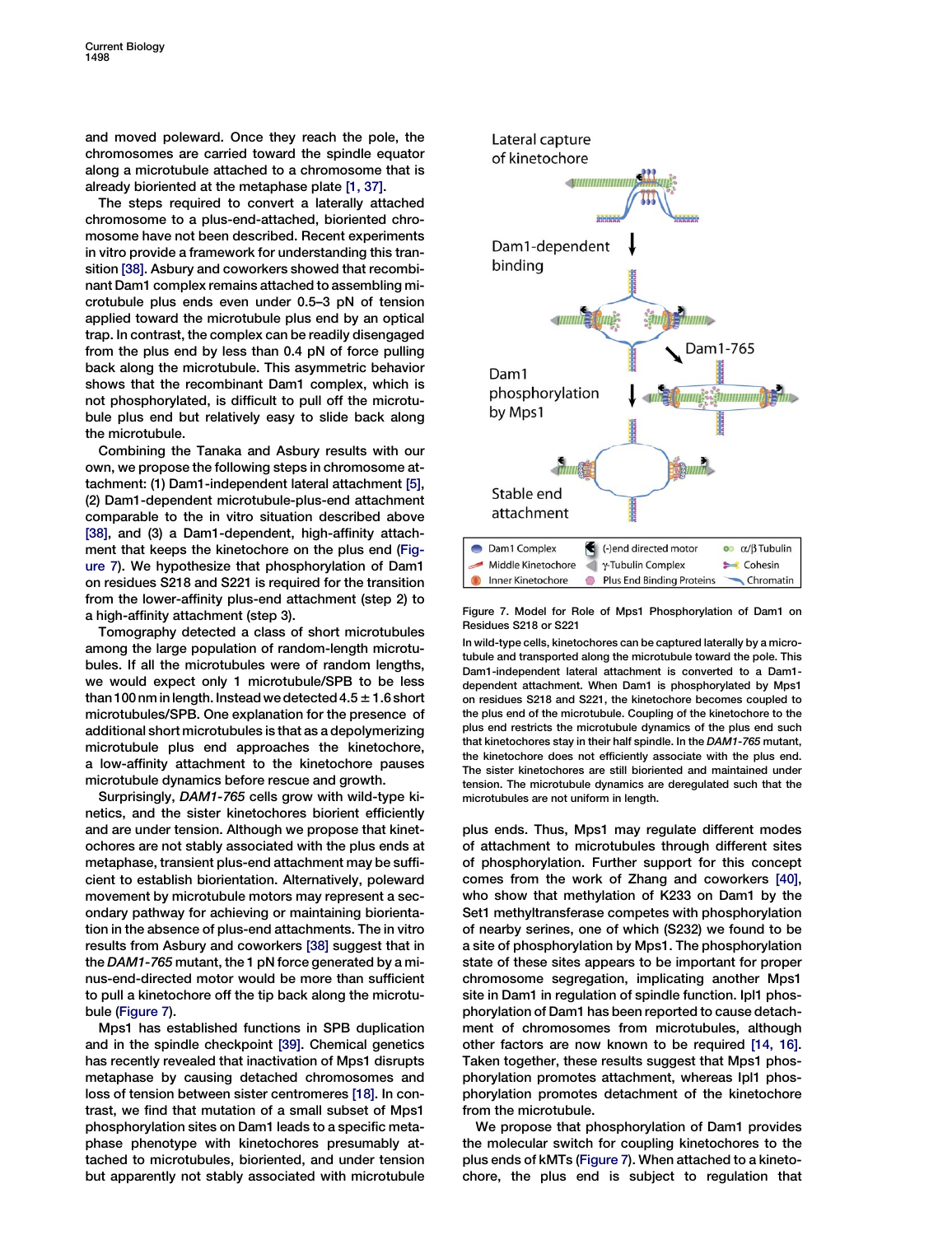and moved poleward. Once they reach the pole, the chromosomes are carried toward the spindle equator along a microtubule attached to a chromosome that is already bioriented at the metaphase plate [1, 37].

The steps required to convert a laterally attached chromosome to a plus-end-attached, bioriented chromosome have not been described. Recent experiments in vitro provide a framework for understanding this transition [38]. Asbury and coworkers showed that recombinant Dam1 complex remains attached to assembling microtubule plus ends even under 0.5–3 pN of tension applied toward the microtubule plus end by an optical trap. In contrast, the complex can be readily disengaged from the plus end by less than 0.4 pN of force pulling back along the microtubule. This asymmetric behavior shows that the recombinant Dam1 complex, which is not phosphorylated, is difficult to pull off the microtubule plus end but relatively easy to slide back along the microtubule.

Combining the Tanaka and Asbury results with our own, we propose the following steps in chromosome attachment: (1) Dam1-independent lateral attachment [5], (2) Dam1-dependent microtubule-plus-end attachment comparable to the in vitro situation described above [38], and (3) a Dam1-dependent, high-affinity attachment that keeps the kinetochore on the plus end (Figure 7). We hypothesize that phosphorylation of Dam1 on residues S218 and S221 is required for the transition from the lower-affinity plus-end attachment (step 2) to a high-affinity attachment (step 3).

Tomography detected a class of short microtubules among the large population of random-length microtubules. If all the microtubules were of random lengths, we would expect only 1 microtubule/SPB to be less than 100 nm in length. Instead we detected 4.5 ± 1.6 short microtubules/SPB. One explanation for the presence of additional short microtubules is that as a depolymerizing microtubule plus end approaches the kinetochore, a low-affinity attachment to the kinetochore pauses microtubule dynamics before rescue and growth.

Surprisingly, *DAM1-765* cells grow with wild-type kinetics, and the sister kinetochores biorient efficiently and are under tension. Although we propose that kinetochores are not stably associated with the plus ends at metaphase, transient plus-end attachment may be sufficient to establish biorientation. Alternatively, poleward movement by microtubule motors may represent a secondary pathway for achieving or maintaining biorientation in the absence of plus-end attachments. The in vitro results from Asbury and coworkers [38] suggest that in the *DAM1-765* mutant, the 1 pN force generated by a minus-end-directed motor would be more than sufficient to pull a kinetochore off the tip back along the microtubule (Figure 7).

Mps1 has established functions in SPB duplication and in the spindle checkpoint [39]. Chemical genetics has recently revealed that inactivation of Mps1 disrupts metaphase by causing detached chromosomes and loss of tension between sister centromeres [18]. In contrast, we find that mutation of a small subset of Mps1 phosphorylation sites on Dam1 leads to a specific metaphase phenotype with kinetochores presumably attached to microtubules, bioriented, and under tension but apparently not stably associated with microtubule plus ends. Thus, Mps1 may regulate different modes of attachment to microtubules through different sites of phosphorylation. Further support for this concept comes from the work of Zhang and coworkers [40], who show that methylation of K233 on Dam1 by the Set1 methyltransferase competes with phosphorylation of nearby serines, one of which (S232) we found to be a site of phosphorylation by Mps1. The phosphorylation state of these sites appears to be important for proper chromosome segregation, implicating another Mps1 site in Dam1 in regulation of spindle function. Ipl1 phosphorylation of Dam1 has been reported to cause detachment of chromosomes from microtubules, although other factors are now known to be required [14, 16]. Taken together, these results suggest that Mps1 phosphorylation promotes attachment, whereas Ipl1 phosphorylation promotes detachment of the kinetochore from the microtubule.

We propose that phosphorylation of Dam1 provides the molecular switch for coupling kinetochores to the plus ends of kMTs (Figure 7). When attached to a kinetochore, the plus end is subject to regulation that

Lateral capture of kinetochore

Dam1-dependent binding

Dam1-765

Dam1 phosphorylation by Mps1

Stable end attachment

| Dam1 Complex | (-)end directed motor | α/β Tubulin |
|---|---|---|
| Middle Kinetochore | γ-Tubulin Complex | Cohesin |
| Inner Kinetochore | Plus End Binding Proteins | Chromatin |

Figure 7. Model for Role of Mps1 Phosphorylation of Dam1 on Residues S218 or S221

In wild-type cells, kinetochores can be captured laterally by a microtubule and transported along the microtubule toward the pole. This Dam1-independent lateral attachment is converted to a Dam1-dependent attachment. When Dam1 is phosphorylated by Mps1 on residues S218 and S221, the kinetochore becomes coupled to the plus end of the microtubule. Coupling of the kinetochore to the plus end restricts the microtubule dynamics of the plus end such that kinetochores stay in their half spindle. In the *DAM1-765* mutant, the kinetochore does not efficiently associate with the plus end. The sister kinetochores are still bioriented and maintained under tension. The microtubule dynamics are deregulated such that the microtubules are not uniform in length.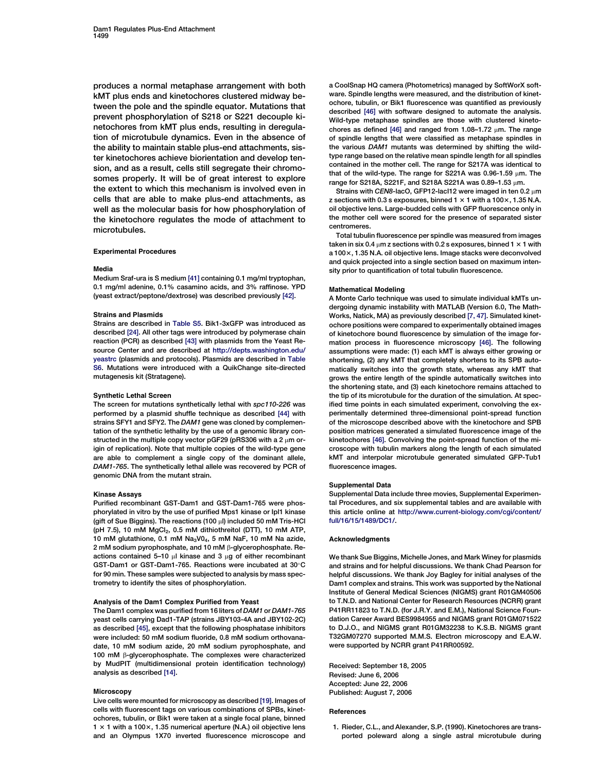produces a normal metaphase arrangement with both kMT plus ends and kinetochores clustered midway between the pole and the spindle equator. Mutations that prevent phosphorylation of S218 or S221 decouple kinetochores from kMT plus ends, resulting in deregulation of microtubule dynamics. Even in the absence of the ability to maintain stable plus-end attachments, sister kinetochores achieve biorientation and develop tension, and as a result, cells still segregate their chromosomes properly. It will be of great interest to explore the extent to which this mechanism is involved even in cells that are able to make plus-end attachments, as well as the molecular basis for how phosphorylation of the kinetochore regulates the mode of attachment to microtubules.

## Experimental Procedures

### Media

Medium Sraf-ura is S medium [41] containing 0.1 mg/ml tryptophan, 0.1 mg/ml adenine, 0.1% casamino acids, and 3% raffinose. YPD (yeast extract/peptone/dextrose) was described previously [42].

### Strains and Plasmids

Strains are described in Table S5. Bik1-3xGFP was introduced as described [24]. All other tags were introduced by polymerase chain reaction (PCR) as described [43] with plasmids from the Yeast Resource Center and are described at http://depts.washington.edu/yeastrc (plasmids and protocols). Plasmids are described in Table S6. Mutations were introduced with a QuikChange site-directed mutagenesis kit (Stratagene).

### Synthetic Lethal Screen

The screen for mutations synthetically lethal with *spc110-226* was performed by a plasmid shuffle technique as described [44] with strains SFY1 and SFY2. The *DAM1* gene was cloned by complementation of the synthetic lethality by the use of a genomic library constructed in the multiple copy vector pGF29 (pRS306 with a 2 μm origin of replication). Note that multiple copies of the wild-type gene are able to complement a single copy of the dominant allele, *DAM1-765*. The synthetically lethal allele was recovered by PCR of genomic DNA from the mutant strain.

### Kinase Assays

Purified recombinant GST-Dam1 and GST-Dam1-765 were phosphorylated in vitro by the use of purified Mps1 kinase or Ipl1 kinase (gift of Sue Biggins). The reactions (100 μl) included 50 mM Tris-HCl (pH 7.5), 10 mM $MgCl_2$, 0.5 mM dithiothreitol (DTT), 10 mM ATP, 10 mM glutathione, 0.1 mM $Na_3V0_4$, 5 mM NaF, 10 mM Na azide, 2 mM sodium pyrophosphate, and 10 mM β-glycerophosphate. Reactions contained 5–10 μl kinase and 3 μg of either recombinant GST-Dam1 or GST-Dam1-765. Reactions were incubated at 30°C for 90 min. These samples were subjected to analysis by mass spectrometry to identify the sites of phosphorylation.

### Analysis of the Dam1 Complex Purified from Yeast

The Dam1 complex was purified from 16 liters of *DAM1* or *DAM1-765* yeast cells carrying Dad1-TAP (strains JBY103-4A and JBY102-2C) as described [45], except that the following phosphatase inhibitors were included: 50 mM sodium fluoride, 0.8 mM sodium orthovanadate, 10 mM sodium azide, 20 mM sodium pyrophosphate, and 100 mM β-glycerophosphate. The complexes were characterized by MudPIT (multidimensional protein identification technology) analysis as described [14].

### Microscopy

Live cells were mounted for microscopy as described [19]. Images of cells with fluorescent tags on various combinations of SPBs, kinetochores, tubulin, or Bik1 were taken at a single focal plane, binned 1 × 1 with a 100×, 1.35 numerical aperture (N.A.) oil objective lens and an Olympus 1X70 inverted fluorescence microscope and a CoolSnap HQ camera (Photometrics) managed by SoftWorX software. Spindle lengths were measured, and the distribution of kinetochore, tubulin, or Bik1 fluorescence was quantified as previously described [46] with software designed to automate the analysis. Wild-type metaphase spindles are those with clustered kinetochores as defined [46] and ranged from 1.08–1.72 μm. The range of spindle lengths that were classified as metaphase spindles in the various *DAM1* mutants was determined by shifting the wild-type range based on the relative mean spindle length for all spindles contained in the mother cell. The range for S217A was identical to that of the wild-type. The range for S221A was 0.96-1.59 μm. The range for S218A, S221F, and S218A S221A was 0.89–1.53 μm.

Strains with *CEN8*-lacO, GFP12-lacI12 were imaged in ten 0.2 μm z sections with 0.3 s exposures, binned 1 × 1 with a 100×, 1.35 N.A. oil objective lens. Large-budded cells with GFP fluorescence only in the mother cell were scored for the presence of separated sister centromeres.

Total tubulin fluorescence per spindle was measured from images taken in six 0.4 μm z sections with 0.2 s exposures, binned 1 × 1 with a 100×, 1.35 N.A. oil objective lens. Image stacks were deconvolved and quick projected into a single section based on maximum intensity prior to quantification of total tubulin fluorescence.

### Mathematical Modeling

A Monte Carlo technique was used to simulate individual kMTs undergoing dynamic instability with MATLAB (Version 6.0, The MathWorks, Natick, MA) as previously described [7, 47]. Simulated kinetochore positions were compared to experimentally obtained images of kinetochore bound fluorescence by simulation of the image formation process in fluorescence microscopy [46]. The following assumptions were made: (1) each kMT is always either growing or shortening, (2) any kMT that completely shortens to its SPB automatically switches into the growth state, whereas any kMT that grows the entire length of the spindle automatically switches into the shortening state, and (3) each kinetochore remains attached to the tip of its microtubule for the duration of the simulation. At specified time points in each simulated experiment, convolving the experimentally determined three-dimensional point-spread function of the microscope described above with the kinetochore and SPB position matrices generated a simulated fluorescence image of the kinetochores [46]. Convolving the point-spread function of the microscope with tubulin markers along the length of each simulated kMT and interpolar microtubule generated simulated GFP-Tub1 fluorescence images.

### Supplemental Data

Supplemental Data include three movies, Supplemental Experimental Procedures, and six supplemental tables and are available with this article online at http://www.current-biology.com/cgi/content/full/16/15/1489/DC1/.

## Acknowledgments

We thank Sue Biggins, Michelle Jones, and Mark Winey for plasmids and strains and for helpful discussions. We thank Chad Pearson for helpful discussions. We thank Joy Bagley for initial analyses of the Dam1 complex and strains. This work was supported by the National Institute of General Medical Sciences (NIGMS) grant R01GM40506 to T.N.D. and National Center for Research Resources (NCRR) grant P41RR11823 to T.N.D. (for J.R.Y. and E.M.), National Science Foundation Career Award BES9984955 and NIGMS grant R01GM071522 to D.J.O., and NIGMS grant R01GM32238 to K.S.B. NIGMS grant T32GM07270 supported M.M.S. Electron microscopy and E.A.W. were supported by NCRR grant P41RR00592.

Received: September 18, 2005
Revised: June 6, 2006
Accepted: June 22, 2006
Published: August 7, 2006

## References

1. Rieder, C.L., and Alexander, S.P. (1990). Kinetochores are transported poleward along a single astral microtubule during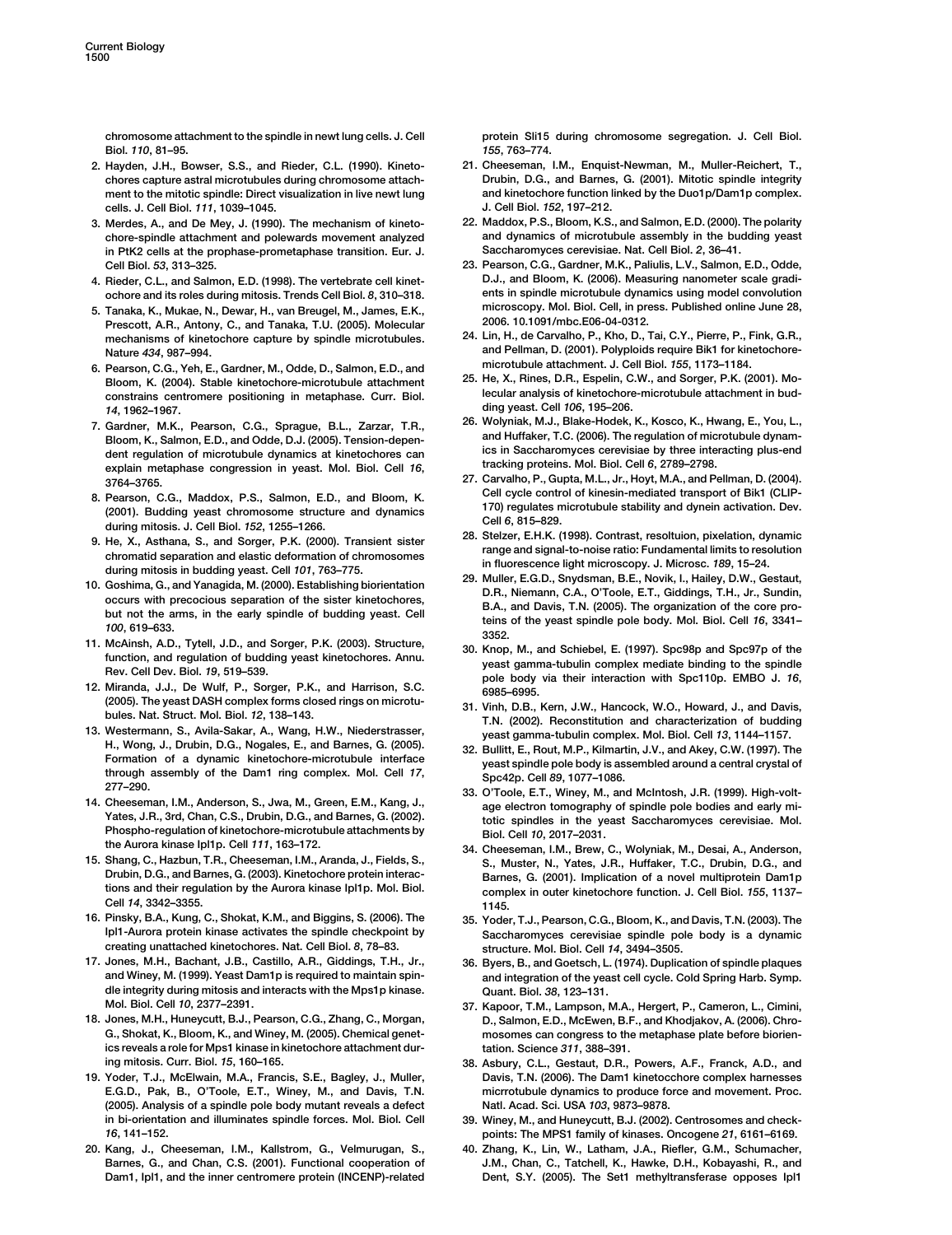chromosome attachment to the spindle in newt lung cells. J. Cell Biol. *110*, 81–95.

2. Hayden, J.H., Bowser, S.S., and Rieder, C.L. (1990). Kinetochores capture astral microtubules during chromosome attachment to the mitotic spindle: Direct visualization in live newt lung cells. J. Cell Biol. *111*, 1039–1045.
3. Merdes, A., and De Mey, J. (1990). The mechanism of kinetochore-spindle attachment and polewards movement analyzed in PtK2 cells at the prophase-prometaphase transition. Eur. J. Cell Biol. *53*, 313–325.
4. Rieder, C.L., and Salmon, E.D. (1998). The vertebrate cell kinetochore and its roles during mitosis. Trends Cell Biol. *8*, 310–318.
5. Tanaka, K., Mukae, N., Dewar, H., van Breugel, M., James, E.K., Prescott, A.R., Antony, C., and Tanaka, T.U. (2005). Molecular mechanisms of kinetochore capture by spindle microtubules. Nature *434*, 987–994.
6. Pearson, C.G., Yeh, E., Gardner, M., Odde, D., Salmon, E.D., and Bloom, K. (2004). Stable kinetochore-microtubule attachment constrains centromere positioning in metaphase. Curr. Biol. *14*, 1962–1967.
7. Gardner, M.K., Pearson, C.G., Sprague, B.L., Zarzar, T.R., Bloom, K., Salmon, E.D., and Odde, D.J. (2005). Tension-dependent regulation of microtubule dynamics at kinetochores can explain metaphase congression in yeast. Mol. Biol. Cell *16*, 3764–3765.
8. Pearson, C.G., Maddox, P.S., Salmon, E.D., and Bloom, K. (2001). Budding yeast chromosome structure and dynamics during mitosis. J. Cell Biol. *152*, 1255–1266.
9. He, X., Asthana, S., and Sorger, P.K. (2000). Transient sister chromatid separation and elastic deformation of chromosomes during mitosis in budding yeast. Cell *101*, 763–775.
10. Goshima, G., and Yanagida, M. (2000). Establishing biorientation occurs with precocious separation of the sister kinetochores, but not the arms, in the early spindle of budding yeast. Cell *100*, 619–633.
11. McAinsh, A.D., Tytell, J.D., and Sorger, P.K. (2003). Structure, function, and regulation of budding yeast kinetochores. Annu. Rev. Cell Dev. Biol. *19*, 519–539.
12. Miranda, J.J., De Wulf, P., Sorger, P.K., and Harrison, S.C. (2005). The yeast DASH complex forms closed rings on microtubules. Nat. Struct. Mol. Biol. *12*, 138–143.
13. Westermann, S., Avila-Sakar, A., Wang, H.W., Niederstrasser, H., Wong, J., Drubin, D.G., Nogales, E., and Barnes, G. (2005). Formation of a dynamic kinetochore-microtubule interface through assembly of the Dam1 ring complex. Mol. Cell *17*, 277–290.
14. Cheeseman, I.M., Anderson, S., Jwa, M., Green, E.M., Kang, J., Yates, J.R., 3rd, Chan, C.S., Drubin, D.G., and Barnes, G. (2002). Phospho-regulation of kinetochore-microtubule attachments by the Aurora kinase Ipl1p. Cell *111*, 163–172.
15. Shang, C., Hazbun, T.R., Cheeseman, I.M., Aranda, J., Fields, S., Drubin, D.G., and Barnes, G. (2003). Kinetochore protein interactions and their regulation by the Aurora kinase Ipl1p. Mol. Biol. Cell *14*, 3342–3355.
16. Pinsky, B.A., Kung, C., Shokat, K.M., and Biggins, S. (2006). The Ipl1-Aurora protein kinase activates the spindle checkpoint by creating unattached kinetochores. Nat. Cell Biol. *8*, 78–83.
17. Jones, M.H., Bachant, J.B., Castillo, A.R., Giddings, T.H., Jr., and Winey, M. (1999). Yeast Dam1p is required to maintain spindle integrity during mitosis and interacts with the Mps1p kinase. Mol. Biol. Cell *10*, 2377–2391.
18. Jones, M.H., Huneycutt, B.J., Pearson, C.G., Zhang, C., Morgan, G., Shokat, K., Bloom, K., and Winey, M. (2005). Chemical genetics reveals a role for Mps1 kinase in kinetochore attachment during mitosis. Curr. Biol. *15*, 160–165.
19. Yoder, T.J., McElwain, M.A., Francis, S.E., Bagley, J., Muller, E.G.D., Pak, B., O'Toole, E.T., Winey, M., and Davis, T.N. (2005). Analysis of a spindle pole body mutant reveals a defect in bi-orientation and illuminates spindle forces. Mol. Biol. Cell *16*, 141–152.
20. Kang, J., Cheeseman, I.M., Kallstrom, G., Velmurugan, S., Barnes, G., and Chan, C.S. (2001). Functional cooperation of Dam1, Ipl1, and the inner centromere protein (INCENP)-related protein Sli15 during chromosome segregation. J. Cell Biol. *155*, 763–774.
21. Cheeseman, I.M., Enquist-Newman, M., Muller-Reichert, T., Drubin, D.G., and Barnes, G. (2001). Mitotic spindle integrity and kinetochore function linked by the Duo1p/Dam1p complex. J. Cell Biol. *152*, 197–212.
22. Maddox, P.S., Bloom, K.S., and Salmon, E.D. (2000). The polarity and dynamics of microtubule assembly in the budding yeast Saccharomyces cerevisiae. Nat. Cell Biol. *2*, 36–41.
23. Pearson, C.G., Gardner, M.K., Paliulis, L.V., Salmon, E.D., Odde, D.J., and Bloom, K. (2006). Measuring nanometer scale gradients in spindle microtubule dynamics using model convolution microscopy. Mol. Biol. Cell, in press. Published online June 28, 2006. 10.1091/mbc.E06-04-0312.
24. Lin, H., de Carvalho, P., Kho, D., Tai, C.Y., Pierre, P., Fink, G.R., and Pellman, D. (2001). Polyploids require Bik1 for kinetochore-microtubule attachment. J. Cell Biol. *155*, 1173–1184.
25. He, X., Rines, D.R., Espelin, C.W., and Sorger, P.K. (2001). Molecular analysis of kinetochore-microtubule attachment in budding yeast. Cell *106*, 195–206.
26. Wolyniak, M.J., Blake-Hodek, K., Kosco, K., Hwang, E., You, L., and Huffaker, T.C. (2006). The regulation of microtubule dynamics in Saccharomyces cerevisiae by three interacting plus-end tracking proteins. Mol. Biol. Cell *6*, 2789–2798.
27. Carvalho, P., Gupta, M.L., Jr., Hoyt, M.A., and Pellman, D. (2004). Cell cycle control of kinesin-mediated transport of Bik1 (CLIP-170) regulates microtubule stability and dynein activation. Dev. Cell *6*, 815–829.
28. Stelzer, E.H.K. (1998). Contrast, resoltuion, pixelation, dynamic range and signal-to-noise ratio: Fundamental limits to resolution in fluorescence light microscopy. J. Microsc. *189*, 15–24.
29. Muller, E.G.D., Snydsman, B.E., Novik, I., Hailey, D.W., Gestaut, D.R., Niemann, C.A., O'Toole, E.T., Giddings, T.H., Jr., Sundin, B.A., and Davis, T.N. (2005). The organization of the core proteins of the yeast spindle pole body. Mol. Biol. Cell *16*, 3341–3352.
30. Knop, M., and Schiebel, E. (1997). Spc98p and Spc97p of the yeast gamma-tubulin complex mediate binding to the spindle pole body via their interaction with Spc110p. EMBO J. *16*, 6985–6995.
31. Vinh, D.B., Kern, J.W., Hancock, W.O., Howard, J., and Davis, T.N. (2002). Reconstitution and characterization of budding yeast gamma-tubulin complex. Mol. Biol. Cell *13*, 1144–1157.
32. Bullitt, E., Rout, M.P., Kilmartin, J.V., and Akey, C.W. (1997). The yeast spindle pole body is assembled around a central crystal of Spc42p. Cell *89*, 1077–1086.
33. O'Toole, E.T., Winey, M., and McIntosh, J.R. (1999). High-voltage electron tomography of spindle pole bodies and early mitotic spindles in the yeast Saccharomyces cerevisiae. Mol. Biol. Cell *10*, 2017–2031.
34. Cheeseman, I.M., Brew, C., Wolyniak, M., Desai, A., Anderson, S., Muster, N., Yates, J.R., Huffaker, T.C., Drubin, D.G., and Barnes, G. (2001). Implication of a novel multiprotein Dam1p complex in outer kinetochore function. J. Cell Biol. *155*, 1137–1145.
35. Yoder, T.J., Pearson, C.G., Bloom, K., and Davis, T.N. (2003). The Saccharomyces cerevisiae spindle pole body is a dynamic structure. Mol. Biol. Cell *14*, 3494–3505.
36. Byers, B., and Goetsch, L. (1974). Duplication of spindle plaques and integration of the yeast cell cycle. Cold Spring Harb. Symp. Quant. Biol. *38*, 123–131.
37. Kapoor, T.M., Lampson, M.A., Hergert, P., Cameron, L., Cimini, D., Salmon, E.D., McEwen, B.F., and Khodjakov, A. (2006). Chromosomes can congress to the metaphase plate before biorientation. Science *311*, 388–391.
38. Asbury, C.L., Gestaut, D.R., Powers, A.F., Franck, A.D., and Davis, T.N. (2006). The Dam1 kinetocchore complex harnesses micrrotubule dynamics to produce force and movement. Proc. Natl. Acad. Sci. USA *103*, 9873–9878.
39. Winey, M., and Huneycutt, B.J. (2002). Centrosomes and checkpoints: The MPS1 family of kinases. Oncogene *21*, 6161–6169.
40. Zhang, K., Lin, W., Latham, J.A., Riefler, G.M., Schumacher, J.M., Chan, C., Tatchell, K., Hawke, D.H., Kobayashi, R., and Dent, S.Y. (2005). The Set1 methyltransferase opposes Ipl1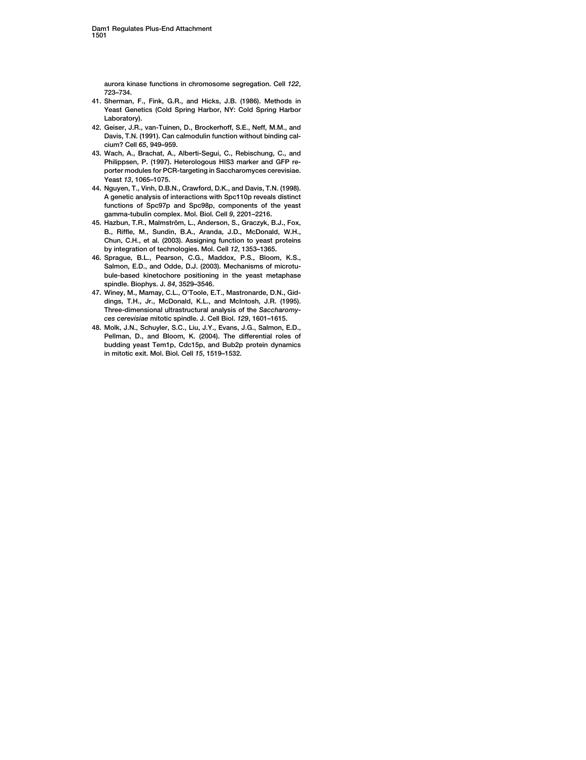aurora kinase functions in chromosome segregation. Cell *122*, 723–734.

41. Sherman, F., Fink, G.R., and Hicks, J.B. (1986). Methods in Yeast Genetics (Cold Spring Harbor, NY: Cold Spring Harbor Laboratory).
42. Geiser, J.R., van-Tuinen, D., Brockerhoff, S.E., Neff, M.M., and Davis, T.N. (1991). Can calmodulin function without binding calcium? Cell *65*, 949–959.
43. Wach, A., Brachat, A., Alberti-Segui, C., Rebischung, C., and Philippsen, P. (1997). Heterologous HIS3 marker and GFP reporter modules for PCR-targeting in Saccharomyces cerevisiae. Yeast *13*, 1065–1075.
44. Nguyen, T., Vinh, D.B.N., Crawford, D.K., and Davis, T.N. (1998). A genetic analysis of interactions with Spc110p reveals distinct functions of Spc97p and Spc98p, components of the yeast gamma-tubulin complex. Mol. Biol. Cell *9*, 2201–2216.
45. Hazbun, T.R., Malmström, L., Anderson, S., Graczyk, B.J., Fox, B., Riffle, M., Sundin, B.A., Aranda, J.D., McDonald, W.H., Chun, C.H., et al. (2003). Assigning function to yeast proteins by integration of technologies. Mol. Cell *12*, 1353–1365.
46. Sprague, B.L., Pearson, C.G., Maddox, P.S., Bloom, K.S., Salmon, E.D., and Odde, D.J. (2003). Mechanisms of microtubule-based kinetochore positioning in the yeast metaphase spindle. Biophys. J. *84*, 3529–3546.
47. Winey, M., Mamay, C.L., O'Toole, E.T., Mastronarde, D.N., Giddings, T.H., Jr., McDonald, K.L., and McIntosh, J.R. (1995). Three-dimensional ultrastructural analysis of the *Saccharomyces cerevisiae* mitotic spindle. J. Cell Biol. *129*, 1601–1615.
48. Molk, J.N., Schuyler, S.C., Liu, J.Y., Evans, J.G., Salmon, E.D., Pellman, D., and Bloom, K. (2004). The differential roles of budding yeast Tem1p, Cdc15p, and Bub2p protein dynamics in mitotic exit. Mol. Biol. Cell *15*, 1519–1532.